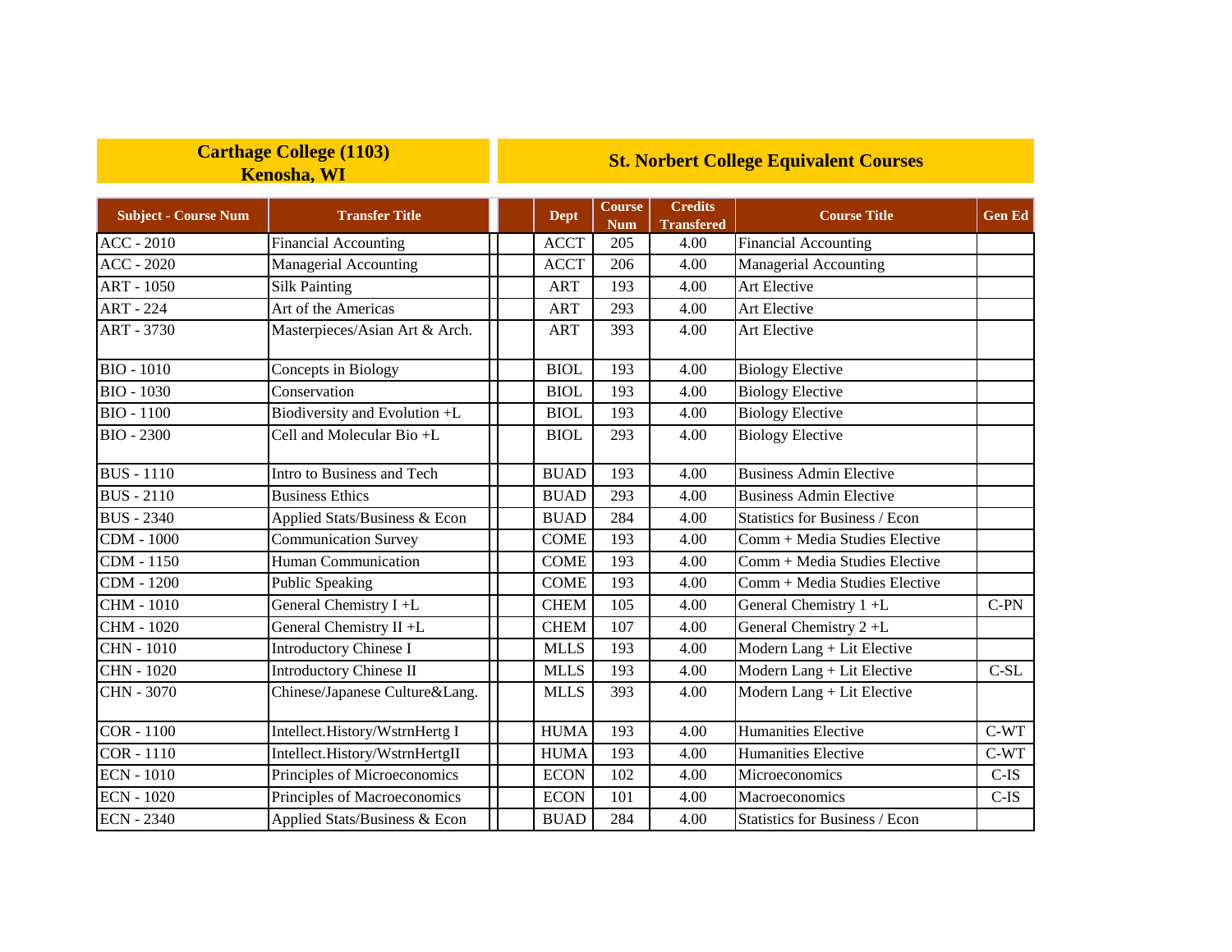| Carthage College (1103) Kenosha, WI | | St. Norbert College Equivalent Courses | | | | |
|---|---|---|---|---|---|---|
| **Subject - Course Num** | **Transfer Title** | **Dept** | **Course Num** | **Credits Transfered** | **Course Title** | **Gen Ed** |
| ACC - 2010 | Financial Accounting | ACCT | 205 | 4.00 | Financial Accounting | |
| ACC - 2020 | Managerial Accounting | ACCT | 206 | 4.00 | Managerial Accounting | |
| ART - 1050 | Silk Painting | ART | 193 | 4.00 | Art Elective | |
| ART - 224 | Art of the Americas | ART | 293 | 4.00 | Art Elective | |
| ART - 3730 | Masterpieces/Asian Art & Arch. | ART | 393 | 4.00 | Art Elective | |
| BIO - 1010 | Concepts in Biology | BIOL | 193 | 4.00 | Biology Elective | |
| BIO - 1030 | Conservation | BIOL | 193 | 4.00 | Biology Elective | |
| BIO - 1100 | Biodiversity and Evolution +L | BIOL | 193 | 4.00 | Biology Elective | |
| BIO - 2300 | Cell and Molecular Bio +L | BIOL | 293 | 4.00 | Biology Elective | |
| BUS - 1110 | Intro to Business and Tech | BUAD | 193 | 4.00 | Business Admin Elective | |
| BUS - 2110 | Business Ethics | BUAD | 293 | 4.00 | Business Admin Elective | |
| BUS - 2340 | Applied Stats/Business & Econ | BUAD | 284 | 4.00 | Statistics for Business / Econ | |
| CDM - 1000 | Communication Survey | COME | 193 | 4.00 | Comm + Media Studies Elective | |
| CDM - 1150 | Human Communication | COME | 193 | 4.00 | Comm + Media Studies Elective | |
| CDM - 1200 | Public Speaking | COME | 193 | 4.00 | Comm + Media Studies Elective | |
| CHM - 1010 | General Chemistry I +L | CHEM | 105 | 4.00 | General Chemistry 1 +L | C-PN |
| CHM - 1020 | General Chemistry II +L | CHEM | 107 | 4.00 | General Chemistry 2 +L | |
| CHN - 1010 | Introductory Chinese I | MLLS | 193 | 4.00 | Modern Lang + Lit Elective | |
| CHN - 1020 | Introductory Chinese II | MLLS | 193 | 4.00 | Modern Lang + Lit Elective | C-SL |
| CHN - 3070 | Chinese/Japanese Culture&Lang. | MLLS | 393 | 4.00 | Modern Lang + Lit Elective | |
| COR - 1100 | Intellect.History/WstrnHertg I | HUMA | 193 | 4.00 | Humanities Elective | C-WT |
| COR - 1110 | Intellect.History/WstrnHertgII | HUMA | 193 | 4.00 | Humanities Elective | C-WT |
| ECN - 1010 | Principles of Microeconomics | ECON | 102 | 4.00 | Microeconomics | C-IS |
| ECN - 1020 | Principles of Macroeconomics | ECON | 101 | 4.00 | Macroeconomics | C-IS |
| ECN - 2340 | Applied Stats/Business & Econ | BUAD | 284 | 4.00 | Statistics for Business / Econ | |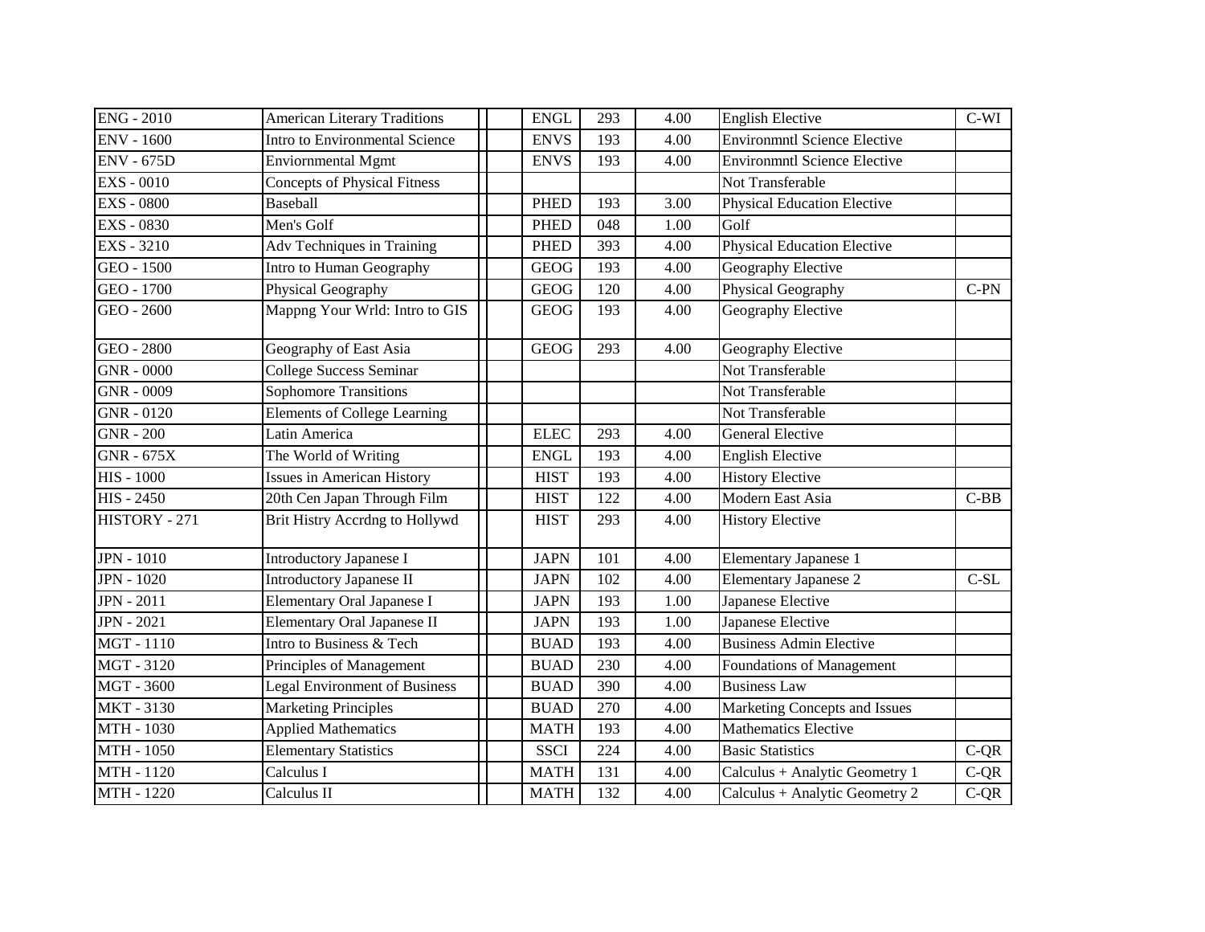| | | | | | | | | |
|---|---|---|---|---|---|---|---|---|
| ENG - 2010 | American Literary Traditions | | | ENGL | 293 | 4.00 | English Elective | C-WI |
| ENV - 1600 | Intro to Environmental Science | | | ENVS | 193 | 4.00 | Environmntl Science Elective | |
| ENV - 675D | Enviornmental Mgmt | | | ENVS | 193 | 4.00 | Environmntl Science Elective | |
| EXS - 0010 | Concepts of Physical Fitness | | | | | | Not Transferable | |
| EXS - 0800 | Baseball | | | PHED | 193 | 3.00 | Physical Education Elective | |
| EXS - 0830 | Men's Golf | | | PHED | 048 | 1.00 | Golf | |
| EXS - 3210 | Adv Techniques in Training | | | PHED | 393 | 4.00 | Physical Education Elective | |
| GEO - 1500 | Intro to Human Geography | | | GEOG | 193 | 4.00 | Geography Elective | |
| GEO - 1700 | Physical Geography | | | GEOG | 120 | 4.00 | Physical Geography | C-PN |
| GEO - 2600 | Mappng Your Wrld: Intro to GIS | | | GEOG | 193 | 4.00 | Geography Elective | |
| GEO - 2800 | Geography of East Asia | | | GEOG | 293 | 4.00 | Geography Elective | |
| GNR - 0000 | College Success Seminar | | | | | | Not Transferable | |
| GNR - 0009 | Sophomore Transitions | | | | | | Not Transferable | |
| GNR - 0120 | Elements of College Learning | | | | | | Not Transferable | |
| GNR - 200 | Latin America | | | ELEC | 293 | 4.00 | General Elective | |
| GNR - 675X | The World of Writing | | | ENGL | 193 | 4.00 | English Elective | |
| HIS - 1000 | Issues in American History | | | HIST | 193 | 4.00 | History Elective | |
| HIS - 2450 | 20th Cen Japan Through Film | | | HIST | 122 | 4.00 | Modern East Asia | C-BB |
| HISTORY - 271 | Brit Histry Accrdng to Hollywd | | | HIST | 293 | 4.00 | History Elective | |
| JPN - 1010 | Introductory Japanese I | | | JAPN | 101 | 4.00 | Elementary Japanese 1 | |
| JPN - 1020 | Introductory Japanese II | | | JAPN | 102 | 4.00 | Elementary Japanese 2 | C-SL |
| JPN - 2011 | Elementary Oral Japanese I | | | JAPN | 193 | 1.00 | Japanese Elective | |
| JPN - 2021 | Elementary Oral Japanese II | | | JAPN | 193 | 1.00 | Japanese Elective | |
| MGT - 1110 | Intro to Business & Tech | | | BUAD | 193 | 4.00 | Business Admin Elective | |
| MGT - 3120 | Principles of Management | | | BUAD | 230 | 4.00 | Foundations of Management | |
| MGT - 3600 | Legal Environment of Business | | | BUAD | 390 | 4.00 | Business Law | |
| MKT - 3130 | Marketing Principles | | | BUAD | 270 | 4.00 | Marketing Concepts and Issues | |
| MTH - 1030 | Applied Mathematics | | | MATH | 193 | 4.00 | Mathematics Elective | |
| MTH - 1050 | Elementary Statistics | | | SSCI | 224 | 4.00 | Basic Statistics | C-QR |
| MTH - 1120 | Calculus I | | | MATH | 131 | 4.00 | Calculus + Analytic Geometry 1 | C-QR |
| MTH - 1220 | Calculus II | | | MATH | 132 | 4.00 | Calculus + Analytic Geometry 2 | C-QR |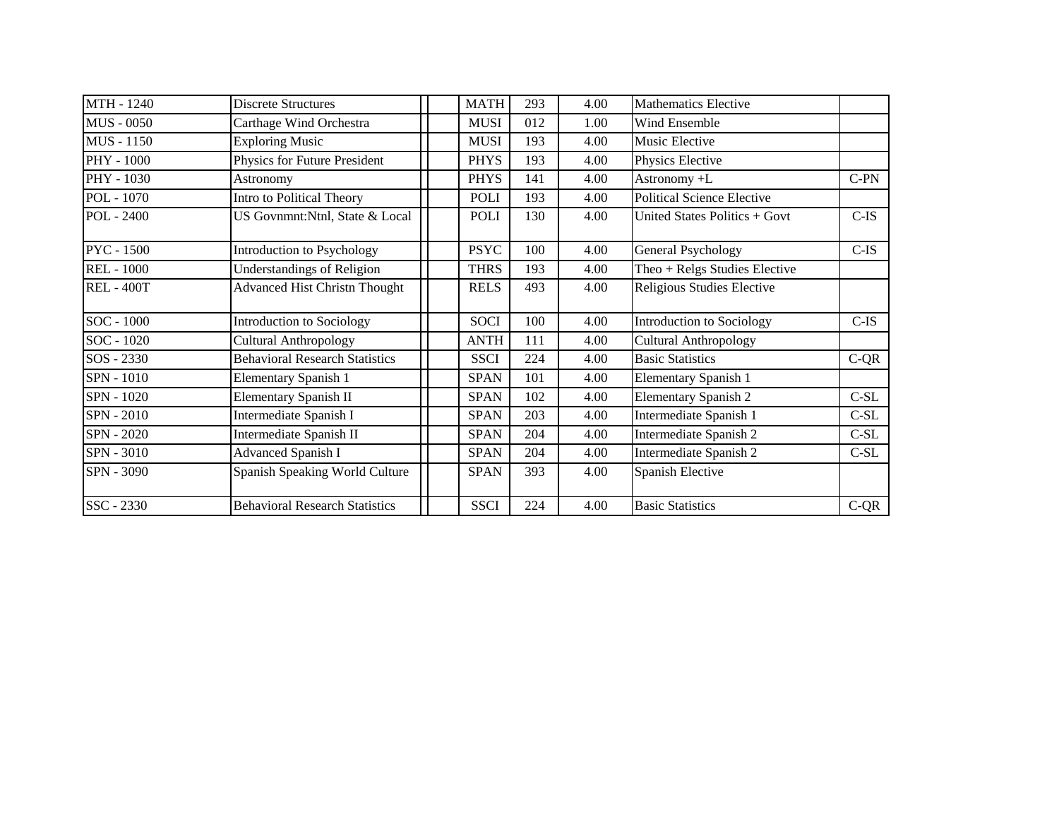| | | | | | | | | |
|---|---|---|---|---|---|---|---|---|
| MTH - 1240 | Discrete Structures | | | MATH | 293 | 4.00 | Mathematics Elective | |
| MUS - 0050 | Carthage Wind Orchestra | | | MUSI | 012 | 1.00 | Wind Ensemble | |
| MUS - 1150 | Exploring Music | | | MUSI | 193 | 4.00 | Music Elective | |
| PHY - 1000 | Physics for Future President | | | PHYS | 193 | 4.00 | Physics Elective | |
| PHY - 1030 | Astronomy | | | PHYS | 141 | 4.00 | Astronomy +L | C-PN |
| POL - 1070 | Intro to Political Theory | | | POLI | 193 | 4.00 | Political Science Elective | |
| POL - 2400 | US Govnmnt:Ntnl, State & Local | | | POLI | 130 | 4.00 | United States Politics + Govt | C-IS |
| PYC - 1500 | Introduction to Psychology | | | PSYC | 100 | 4.00 | General Psychology | C-IS |
| REL - 1000 | Understandings of Religion | | | THRS | 193 | 4.00 | Theo + Relgs Studies Elective | |
| REL - 400T | Advanced Hist Christn Thought | | | RELS | 493 | 4.00 | Religious Studies Elective | |
| SOC - 1000 | Introduction to Sociology | | | SOCI | 100 | 4.00 | Introduction to Sociology | C-IS |
| SOC - 1020 | Cultural Anthropology | | | ANTH | 111 | 4.00 | Cultural Anthropology | |
| SOS - 2330 | Behavioral Research Statistics | | | SSCI | 224 | 4.00 | Basic Statistics | C-QR |
| SPN - 1010 | Elementary Spanish 1 | | | SPAN | 101 | 4.00 | Elementary Spanish 1 | |
| SPN - 1020 | Elementary Spanish II | | | SPAN | 102 | 4.00 | Elementary Spanish 2 | C-SL |
| SPN - 2010 | Intermediate Spanish I | | | SPAN | 203 | 4.00 | Intermediate Spanish 1 | C-SL |
| SPN - 2020 | Intermediate Spanish II | | | SPAN | 204 | 4.00 | Intermediate Spanish 2 | C-SL |
| SPN - 3010 | Advanced Spanish I | | | SPAN | 204 | 4.00 | Intermediate Spanish 2 | C-SL |
| SPN - 3090 | Spanish Speaking World Culture | | | SPAN | 393 | 4.00 | Spanish Elective | |
| SSC - 2330 | Behavioral Research Statistics | | | SSCI | 224 | 4.00 | Basic Statistics | C-QR |